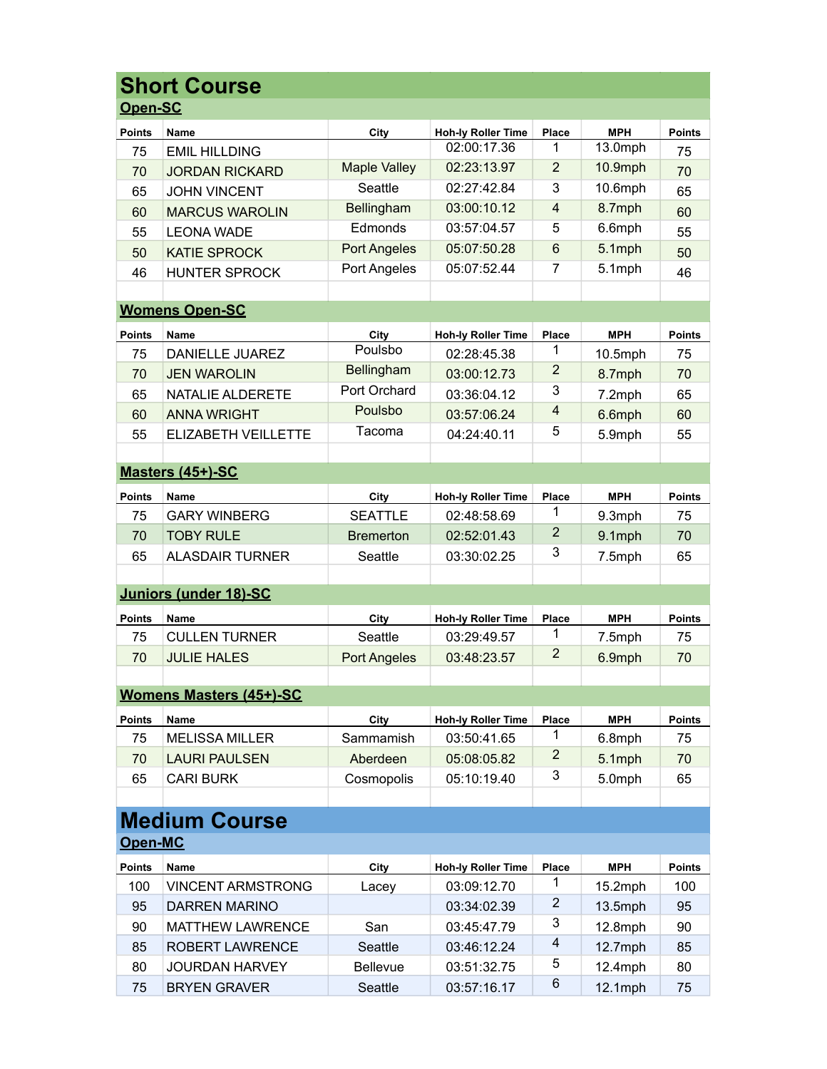# Short Course

## Open-SC

| Points | Name | City | Hoh-ly Roller Time | Place | MPH | Points |
|---|---|---|---|---|---|---|
| 75 | EMIL HILLDING | | 02:00:17.36 | 1 | 13.0mph | 75 |
| 70 | JORDAN RICKARD | Maple Valley | 02:23:13.97 | 2 | 10.9mph | 70 |
| 65 | JOHN VINCENT | Seattle | 02:27:42.84 | 3 | 10.6mph | 65 |
| 60 | MARCUS WAROLIN | Bellingham | 03:00:10.12 | 4 | 8.7mph | 60 |
| 55 | LEONA WADE | Edmonds | 03:57:04.57 | 5 | 6.6mph | 55 |
| 50 | KATIE SPROCK | Port Angeles | 05:07:50.28 | 6 | 5.1mph | 50 |
| 46 | HUNTER SPROCK | Port Angeles | 05:07:52.44 | 7 | 5.1mph | 46 |

## Womens Open-SC

| Points | Name | City | Hoh-ly Roller Time | Place | MPH | Points |
|---|---|---|---|---|---|---|
| 75 | DANIELLE JUAREZ | Poulsbo | 02:28:45.38 | 1 | 10.5mph | 75 |
| 70 | JEN WAROLIN | Bellingham | 03:00:12.73 | 2 | 8.7mph | 70 |
| 65 | NATALIE ALDERETE | Port Orchard | 03:36:04.12 | 3 | 7.2mph | 65 |
| 60 | ANNA WRIGHT | Poulsbo | 03:57:06.24 | 4 | 6.6mph | 60 |
| 55 | ELIZABETH VEILLETTE | Tacoma | 04:24:40.11 | 5 | 5.9mph | 55 |

## Masters (45+)-SC

| Points | Name | City | Hoh-ly Roller Time | Place | MPH | Points |
|---|---|---|---|---|---|---|
| 75 | GARY WINBERG | SEATTLE | 02:48:58.69 | 1 | 9.3mph | 75 |
| 70 | TOBY RULE | Bremerton | 02:52:01.43 | 2 | 9.1mph | 70 |
| 65 | ALASDAIR TURNER | Seattle | 03:30:02.25 | 3 | 7.5mph | 65 |

## Juniors (under 18)-SC

| Points | Name | City | Hoh-ly Roller Time | Place | MPH | Points |
|---|---|---|---|---|---|---|
| 75 | CULLEN TURNER | Seattle | 03:29:49.57 | 1 | 7.5mph | 75 |
| 70 | JULIE HALES | Port Angeles | 03:48:23.57 | 2 | 6.9mph | 70 |

## Womens Masters (45+)-SC

| Points | Name | City | Hoh-ly Roller Time | Place | MPH | Points |
|---|---|---|---|---|---|---|
| 75 | MELISSA MILLER | Sammamish | 03:50:41.65 | 1 | 6.8mph | 75 |
| 70 | LAURI PAULSEN | Aberdeen | 05:08:05.82 | 2 | 5.1mph | 70 |
| 65 | CARI BURK | Cosmopolis | 05:10:19.40 | 3 | 5.0mph | 65 |

# Medium Course

## Open-MC

| Points | Name | City | Hoh-ly Roller Time | Place | MPH | Points |
|---|---|---|---|---|---|---|
| 100 | VINCENT ARMSTRONG | Lacey | 03:09:12.70 | 1 | 15.2mph | 100 |
| 95 | DARREN MARINO | | 03:34:02.39 | 2 | 13.5mph | 95 |
| 90 | MATTHEW LAWRENCE | San | 03:45:47.79 | 3 | 12.8mph | 90 |
| 85 | ROBERT LAWRENCE | Seattle | 03:46:12.24 | 4 | 12.7mph | 85 |
| 80 | JOURDAN HARVEY | Bellevue | 03:51:32.75 | 5 | 12.4mph | 80 |
| 75 | BRYEN GRAVER | Seattle | 03:57:16.17 | 6 | 12.1mph | 75 |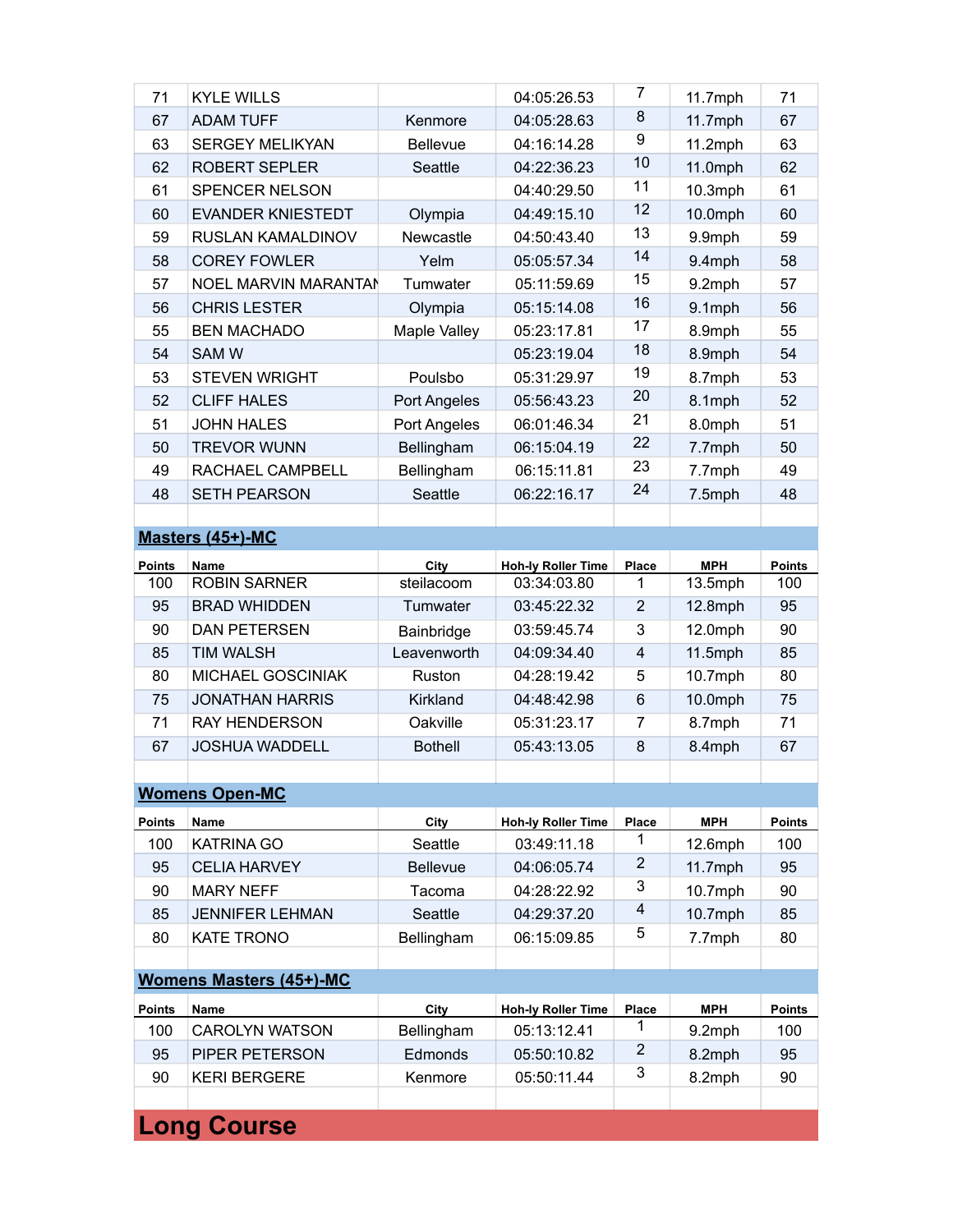| Points | Name | City | Hoh-ly Roller Time | Place | MPH | Points |
|---|---|---|---|---|---|---|
| 71 | KYLE WILLS | | 04:05:26.53 | 7 | 11.7mph | 71 |
| 67 | ADAM TUFF | Kenmore | 04:05:28.63 | 8 | 11.7mph | 67 |
| 63 | SERGEY MELIKYAN | Bellevue | 04:16:14.28 | 9 | 11.2mph | 63 |
| 62 | ROBERT SEPLER | Seattle | 04:22:36.23 | 10 | 11.0mph | 62 |
| 61 | SPENCER NELSON | | 04:40:29.50 | 11 | 10.3mph | 61 |
| 60 | EVANDER KNIESTEDT | Olympia | 04:49:15.10 | 12 | 10.0mph | 60 |
| 59 | RUSLAN KAMALDINOV | Newcastle | 04:50:43.40 | 13 | 9.9mph | 59 |
| 58 | COREY FOWLER | Yelm | 05:05:57.34 | 14 | 9.4mph | 58 |
| 57 | NOEL MARVIN MARANTAN | Tumwater | 05:11:59.69 | 15 | 9.2mph | 57 |
| 56 | CHRIS LESTER | Olympia | 05:15:14.08 | 16 | 9.1mph | 56 |
| 55 | BEN MACHADO | Maple Valley | 05:23:17.81 | 17 | 8.9mph | 55 |
| 54 | SAM W | | 05:23:19.04 | 18 | 8.9mph | 54 |
| 53 | STEVEN WRIGHT | Poulsbo | 05:31:29.97 | 19 | 8.7mph | 53 |
| 52 | CLIFF HALES | Port Angeles | 05:56:43.23 | 20 | 8.1mph | 52 |
| 51 | JOHN HALES | Port Angeles | 06:01:46.34 | 21 | 8.0mph | 51 |
| 50 | TREVOR WUNN | Bellingham | 06:15:04.19 | 22 | 7.7mph | 50 |
| 49 | RACHAEL CAMPBELL | Bellingham | 06:15:11.81 | 23 | 7.7mph | 49 |
| 48 | SETH PEARSON | Seattle | 06:22:16.17 | 24 | 7.5mph | 48 |

## Masters (45+)-MC

| Points | Name | City | Hoh-ly Roller Time | Place | MPH | Points |
|---|---|---|---|---|---|---|
| 100 | ROBIN SARNER | steilacoom | 03:34:03.80 | 1 | 13.5mph | 100 |
| 95 | BRAD WHIDDEN | Tumwater | 03:45:22.32 | 2 | 12.8mph | 95 |
| 90 | DAN PETERSEN | Bainbridge | 03:59:45.74 | 3 | 12.0mph | 90 |
| 85 | TIM WALSH | Leavenworth | 04:09:34.40 | 4 | 11.5mph | 85 |
| 80 | MICHAEL GOSCINIAK | Ruston | 04:28:19.42 | 5 | 10.7mph | 80 |
| 75 | JONATHAN HARRIS | Kirkland | 04:48:42.98 | 6 | 10.0mph | 75 |
| 71 | RAY HENDERSON | Oakville | 05:31:23.17 | 7 | 8.7mph | 71 |
| 67 | JOSHUA WADDELL | Bothell | 05:43:13.05 | 8 | 8.4mph | 67 |

## Womens Open-MC

| Points | Name | City | Hoh-ly Roller Time | Place | MPH | Points |
|---|---|---|---|---|---|---|
| 100 | KATRINA GO | Seattle | 03:49:11.18 | 1 | 12.6mph | 100 |
| 95 | CELIA HARVEY | Bellevue | 04:06:05.74 | 2 | 11.7mph | 95 |
| 90 | MARY NEFF | Tacoma | 04:28:22.92 | 3 | 10.7mph | 90 |
| 85 | JENNIFER LEHMAN | Seattle | 04:29:37.20 | 4 | 10.7mph | 85 |
| 80 | KATE TRONO | Bellingham | 06:15:09.85 | 5 | 7.7mph | 80 |

## Womens Masters (45+)-MC

| Points | Name | City | Hoh-ly Roller Time | Place | MPH | Points |
|---|---|---|---|---|---|---|
| 100 | CAROLYN WATSON | Bellingham | 05:13:12.41 | 1 | 9.2mph | 100 |
| 95 | PIPER PETERSON | Edmonds | 05:50:10.82 | 2 | 8.2mph | 95 |
| 90 | KERI BERGERE | Kenmore | 05:50:11.44 | 3 | 8.2mph | 90 |

# Long Course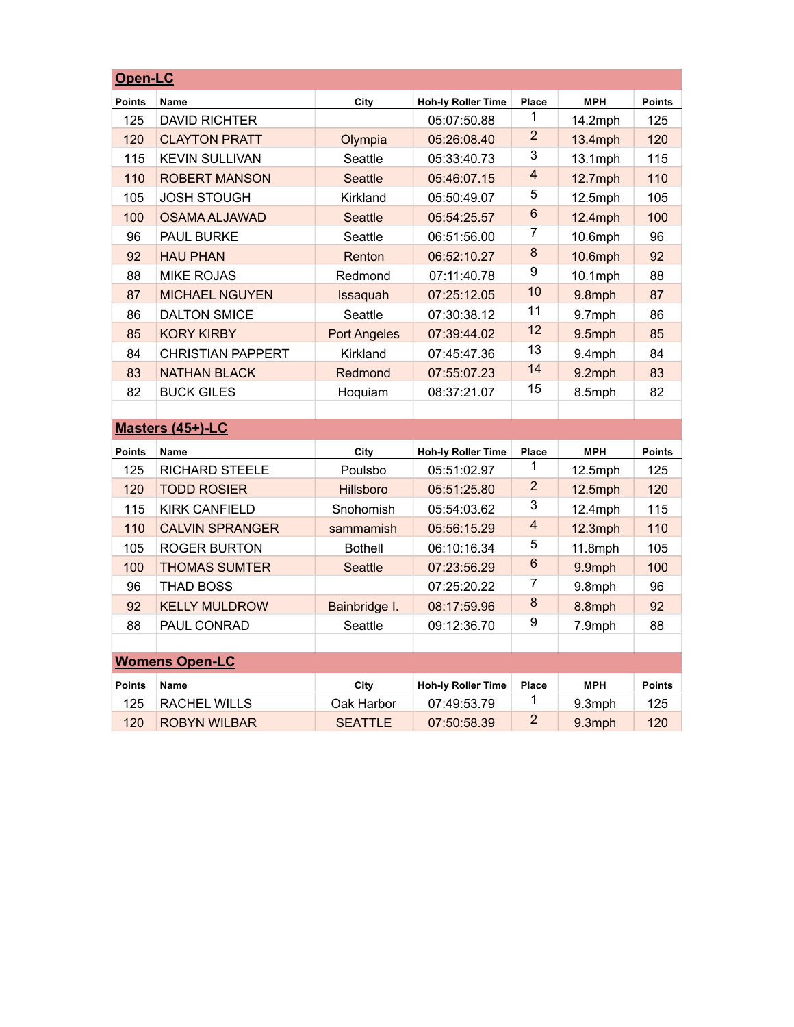## Open-LC

| Points | Name | City | Hoh-ly Roller Time | Place | MPH | Points |
|---|---|---|---|---|---|---|
| 125 | DAVID RICHTER | | 05:07:50.88 | 1 | 14.2mph | 125 |
| 120 | CLAYTON PRATT | Olympia | 05:26:08.40 | 2 | 13.4mph | 120 |
| 115 | KEVIN SULLIVAN | Seattle | 05:33:40.73 | 3 | 13.1mph | 115 |
| 110 | ROBERT MANSON | Seattle | 05:46:07.15 | 4 | 12.7mph | 110 |
| 105 | JOSH STOUGH | Kirkland | 05:50:49.07 | 5 | 12.5mph | 105 |
| 100 | OSAMA ALJAWAD | Seattle | 05:54:25.57 | 6 | 12.4mph | 100 |
| 96 | PAUL BURKE | Seattle | 06:51:56.00 | 7 | 10.6mph | 96 |
| 92 | HAU PHAN | Renton | 06:52:10.27 | 8 | 10.6mph | 92 |
| 88 | MIKE ROJAS | Redmond | 07:11:40.78 | 9 | 10.1mph | 88 |
| 87 | MICHAEL NGUYEN | Issaquah | 07:25:12.05 | 10 | 9.8mph | 87 |
| 86 | DALTON SMICE | Seattle | 07:30:38.12 | 11 | 9.7mph | 86 |
| 85 | KORY KIRBY | Port Angeles | 07:39:44.02 | 12 | 9.5mph | 85 |
| 84 | CHRISTIAN PAPPERT | Kirkland | 07:45:47.36 | 13 | 9.4mph | 84 |
| 83 | NATHAN BLACK | Redmond | 07:55:07.23 | 14 | 9.2mph | 83 |
| 82 | BUCK GILES | Hoquiam | 08:37:21.07 | 15 | 8.5mph | 82 |

## Masters (45+)-LC

| Points | Name | City | Hoh-ly Roller Time | Place | MPH | Points |
|---|---|---|---|---|---|---|
| 125 | RICHARD STEELE | Poulsbo | 05:51:02.97 | 1 | 12.5mph | 125 |
| 120 | TODD ROSIER | Hillsboro | 05:51:25.80 | 2 | 12.5mph | 120 |
| 115 | KIRK CANFIELD | Snohomish | 05:54:03.62 | 3 | 12.4mph | 115 |
| 110 | CALVIN SPRANGER | sammamish | 05:56:15.29 | 4 | 12.3mph | 110 |
| 105 | ROGER BURTON | Bothell | 06:10:16.34 | 5 | 11.8mph | 105 |
| 100 | THOMAS SUMTER | Seattle | 07:23:56.29 | 6 | 9.9mph | 100 |
| 96 | THAD BOSS | | 07:25:20.22 | 7 | 9.8mph | 96 |
| 92 | KELLY MULDROW | Bainbridge I. | 08:17:59.96 | 8 | 8.8mph | 92 |
| 88 | PAUL CONRAD | Seattle | 09:12:36.70 | 9 | 7.9mph | 88 |

## Womens Open-LC

| Points | Name | City | Hoh-ly Roller Time | Place | MPH | Points |
|---|---|---|---|---|---|---|
| 125 | RACHEL WILLS | Oak Harbor | 07:49:53.79 | 1 | 9.3mph | 125 |
| 120 | ROBYN WILBAR | SEATTLE | 07:50:58.39 | 2 | 9.3mph | 120 |